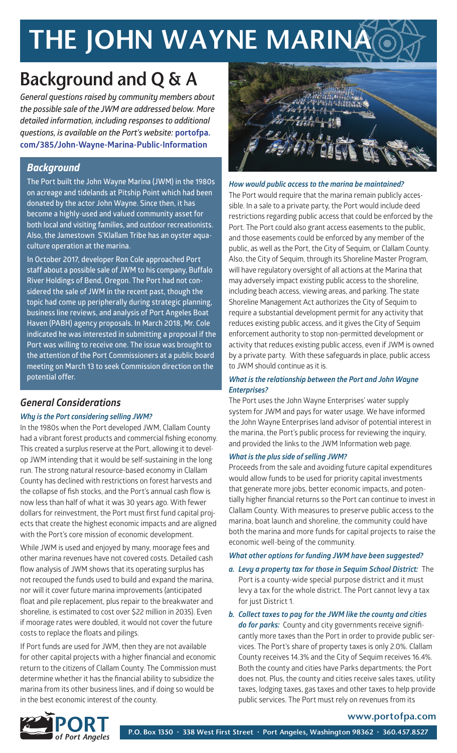# THE JOHN WAYNE MARINA

## Background and Q & A

*General questions raised by community members about the possible sale of the JWM are addressed below. More detailed information, including responses to additional questions, is available on the Port's website:* **portofpa.com/385/John-Wayne-Marina-Public-Information**

### *Background*

The Port built the John Wayne Marina (JWM) in the 1980s on acreage and tidelands at Pitship Point which had been donated by the actor John Wayne. Since then, it has become a highly-used and valued community asset for both local and visiting families, and outdoor recreationists. Also, the Jamestown S'Klallam Tribe has an oyster aquaculture operation at the marina.

In October 2017, developer Ron Cole approached Port staff about a possible sale of JWM to his company, Buffalo River Holdings of Bend, Oregon. The Port had not considered the sale of JWM in the recent past, though the topic had come up peripherally during strategic planning, business line reviews, and analysis of Port Angeles Boat Haven (PABH) agency proposals. In March 2018, Mr. Cole indicated he was interested in submitting a proposal if the Port was willing to receive one. The issue was brought to the attention of the Port Commissioners at a public board meeting on March 13 to seek Commission direction on the potential offer.

### *General Considerations*

***Why is the Port considering selling JWM?***

In the 1980s when the Port developed JWM, Clallam County had a vibrant forest products and commercial fishing economy. This created a surplus reserve at the Port, allowing it to develop JWM intending that it would be self-sustaining in the long run. The strong natural resource-based economy in Clallam County has declined with restrictions on forest harvests and the collapse of fish stocks, and the Port's annual cash flow is now less than half of what it was 30 years ago. With fewer dollars for reinvestment, the Port must first fund capital projects that create the highest economic impacts and are aligned with the Port's core mission of economic development.

While JWM is used and enjoyed by many, moorage fees and other marina revenues have not covered costs. Detailed cash flow analysis of JWM shows that its operating surplus has not recouped the funds used to build and expand the marina, nor will it cover future marina improvements (anticipated float and pile replacement, plus repair to the breakwater and shoreline, is estimated to cost over $22 million in 2035). Even if moorage rates were doubled, it would not cover the future costs to replace the floats and pilings.

If Port funds are used for JWM, then they are not available for other capital projects with a higher financial and economic return to the citizens of Clallam County. The Commission must determine whether it has the financial ability to subsidize the marina from its other business lines, and if doing so would be in the best economic interest of the county.

***How would public access to the marina be maintained?***

The Port would require that the marina remain publicly accessible. In a sale to a private party, the Port would include deed restrictions regarding public access that could be enforced by the Port. The Port could also grant access easements to the public, and those easements could be enforced by any member of the public, as well as the Port, the City of Sequim, or Clallam County. Also, the City of Sequim, through its Shoreline Master Program, will have regulatory oversight of all actions at the Marina that may adversely impact existing public access to the shoreline, including beach access, viewing areas, and parking. The state Shoreline Management Act authorizes the City of Sequim to require a substantial development permit for any activity that reduces existing public access, and it gives the City of Sequim enforcement authority to stop non-permitted development or activity that reduces existing public access, even if JWM is owned by a private party. With these safeguards in place, public access to JWM should continue as it is.

***What is the relationship between the Port and John Wayne Enterprises?***

The Port uses the John Wayne Enterprises' water supply system for JWM and pays for water usage. We have informed the John Wayne Enterprises land advisor of potential interest in the marina, the Port's public process for reviewing the inquiry, and provided the links to the JWM Information web page.

***What is the plus side of selling JWM?***

Proceeds from the sale and avoiding future capital expenditures would allow funds to be used for priority capital investments that generate more jobs, better economic impacts, and potentially higher financial returns so the Port can continue to invest in Clallam County. With measures to preserve public access to the marina, boat launch and shoreline, the community could have both the marina and more funds for capital projects to raise the economic well-being of the community.

***What other options for funding JWM have been suggested?***

*a.* ***Levy a property tax for those in Sequim School District:*** The Port is a county-wide special purpose district and it must levy a tax for the whole district. The Port cannot levy a tax for just District 1.

*b.* ***Collect taxes to pay for the JWM like the county and cities do for parks:*** County and city governments receive significantly more taxes than the Port in order to provide public services. The Port's share of property taxes is only 2.0%. Clallam County receives 14.3% and the City of Sequim receives 16.4%. Both the county and cities have Parks departments; the Port does not. Plus, the county and cities receive sales taxes, utility taxes, lodging taxes, gas taxes and other taxes to help provide public services. The Port must rely on revenues from its

**www.portofpa.com**

PORT of Port Angeles

P.O. Box 1350 · 338 West First Street · Port Angeles, Washington 98362 · 360.457.8527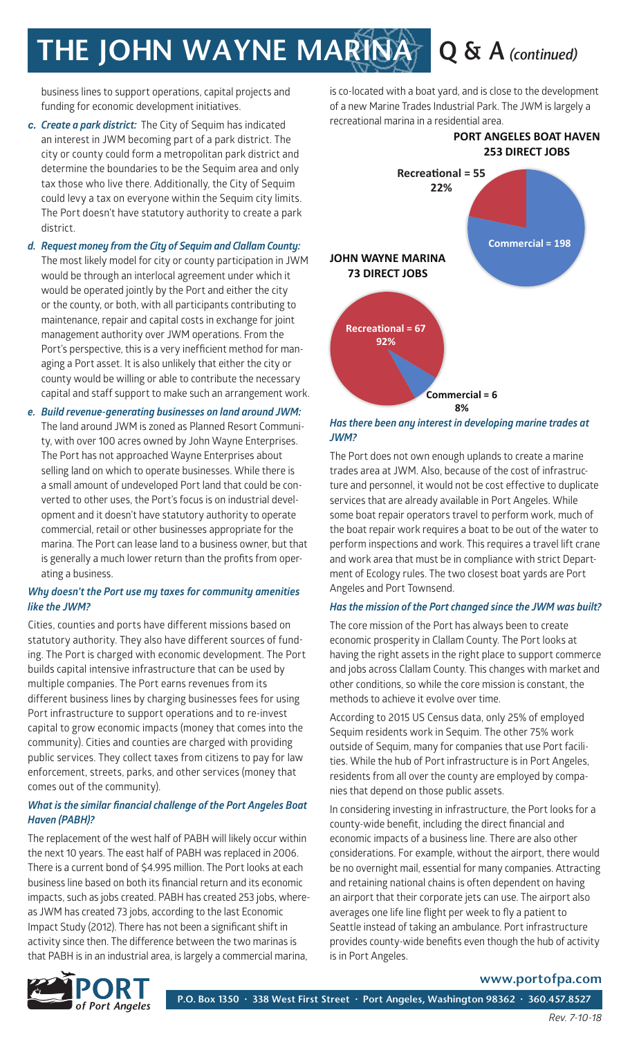# THE JOHN WAYNE MARINA Q & A *(continued)*

business lines to support operations, capital projects and funding for economic development initiatives.

*c. **Create a park district:*** The City of Sequim has indicated an interest in JWM becoming part of a park district. The city or county could form a metropolitan park district and determine the boundaries to be the Sequim area and only tax those who live there. Additionally, the City of Sequim could levy a tax on everyone within the Sequim city limits. The Port doesn't have statutory authority to create a park district.

*d. **Request money from the City of Sequim and Clallam County:*** The most likely model for city or county participation in JWM would be through an interlocal agreement under which it would be operated jointly by the Port and either the city or the county, or both, with all participants contributing to maintenance, repair and capital costs in exchange for joint management authority over JWM operations. From the Port's perspective, this is a very inefficient method for managing a Port asset. It is also unlikely that either the city or county would be willing or able to contribute the necessary capital and staff support to make such an arrangement work.

*e. **Build revenue-generating businesses on land around JWM:*** The land around JWM is zoned as Planned Resort Community, with over 100 acres owned by John Wayne Enterprises. The Port has not approached Wayne Enterprises about selling land on which to operate businesses. While there is a small amount of undeveloped Port land that could be converted to other uses, the Port's focus is on industrial development and it doesn't have statutory authority to operate commercial, retail or other businesses appropriate for the marina. The Port can lease land to a business owner, but that is generally a much lower return than the profits from operating a business.

### *Why doesn't the Port use my taxes for community amenities like the JWM?*

Cities, counties and ports have different missions based on statutory authority. They also have different sources of funding. The Port is charged with economic development. The Port builds capital intensive infrastructure that can be used by multiple companies. The Port earns revenues from its different business lines by charging businesses fees for using Port infrastructure to support operations and to re-invest capital to grow economic impacts (money that comes into the community). Cities and counties are charged with providing public services. They collect taxes from citizens to pay for law enforcement, streets, parks, and other services (money that comes out of the community).

### *What is the similar financial challenge of the Port Angeles Boat Haven (PABH)?*

The replacement of the west half of PABH will likely occur within the next 10 years. The east half of PABH was replaced in 2006. There is a current bond of $4.995 million. The Port looks at each business line based on both its financial return and its economic impacts, such as jobs created. PABH has created 253 jobs, whereas JWM has created 73 jobs, according to the last Economic Impact Study (2012). There has not been a significant shift in activity since then. The difference between the two marinas is that PABH is in an industrial area, is largely a commercial marina, is co-located with a boat yard, and is close to the development of a new Marine Trades Industrial Park. The JWM is largely a recreational marina in a residential area.

PORT ANGELES BOAT HAVEN
253 DIRECT JOBS
Recreational = 55
22%
Commercial = 198

JOHN WAYNE MARINA
73 DIRECT JOBS
Recreational = 67
92%
Commercial = 6
8%

### *Has there been any interest in developing marine trades at JWM?*

The Port does not own enough uplands to create a marine trades area at JWM. Also, because of the cost of infrastructure and personnel, it would not be cost effective to duplicate services that are already available in Port Angeles. While some boat repair operators travel to perform work, much of the boat repair work requires a boat to be out of the water to perform inspections and work. This requires a travel lift crane and work area that must be in compliance with strict Department of Ecology rules. The two closest boat yards are Port Angeles and Port Townsend.

### *Has the mission of the Port changed since the JWM was built?*

The core mission of the Port has always been to create economic prosperity in Clallam County. The Port looks at having the right assets in the right place to support commerce and jobs across Clallam County. This changes with market and other conditions, so while the core mission is constant, the methods to achieve it evolve over time.

According to 2015 US Census data, only 25% of employed Sequim residents work in Sequim. The other 75% work outside of Sequim, many for companies that use Port facilities. While the hub of Port infrastructure is in Port Angeles, residents from all over the county are employed by companies that depend on those public assets.

In considering investing in infrastructure, the Port looks for a county-wide benefit, including the direct financial and economic impacts of a business line. There are also other considerations. For example, without the airport, there would be no overnight mail, essential for many companies. Attracting and retaining national chains is often dependent on having an airport that their corporate jets can use. The airport also averages one life line flight per week to fly a patient to Seattle instead of taking an ambulance. Port infrastructure provides county-wide benefits even though the hub of activity is in Port Angeles.

www.portofpa.com

P.O. Box 1350 · 338 West First Street · Port Angeles, Washington 98362 · 360.457.8527

*Rev. 7-10-18*